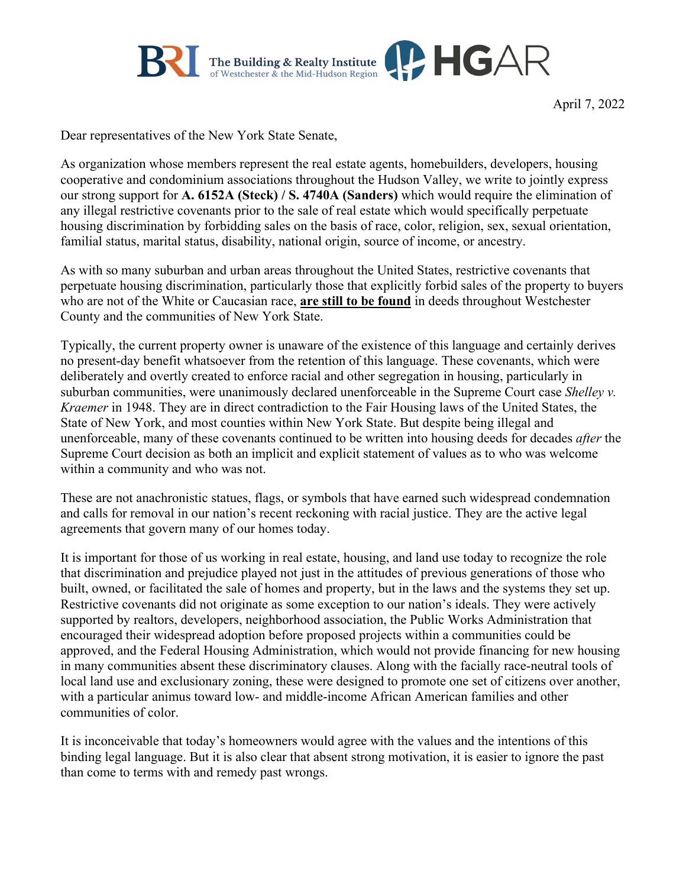The Building & Realty Institute of Westchester & the Mid-Hudson Region | HGAR

April 7, 2022

Dear representatives of the New York State Senate,

As organization whose members represent the real estate agents, homebuilders, developers, housing cooperative and condominium associations throughout the Hudson Valley, we write to jointly express our strong support for **A. 6152A (Steck) / S. 4740A (Sanders)** which would require the elimination of any illegal restrictive covenants prior to the sale of real estate which would specifically perpetuate housing discrimination by forbidding sales on the basis of race, color, religion, sex, sexual orientation, familial status, marital status, disability, national origin, source of income, or ancestry.

As with so many suburban and urban areas throughout the United States, restrictive covenants that perpetuate housing discrimination, particularly those that explicitly forbid sales of the property to buyers who are not of the White or Caucasian race, **are still to be found** in deeds throughout Westchester County and the communities of New York State.

Typically, the current property owner is unaware of the existence of this language and certainly derives no present-day benefit whatsoever from the retention of this language. These covenants, which were deliberately and overtly created to enforce racial and other segregation in housing, particularly in suburban communities, were unanimously declared unenforceable in the Supreme Court case *Shelley v. Kraemer* in 1948. They are in direct contradiction to the Fair Housing laws of the United States, the State of New York, and most counties within New York State. But despite being illegal and unenforceable, many of these covenants continued to be written into housing deeds for decades *after* the Supreme Court decision as both an implicit and explicit statement of values as to who was welcome within a community and who was not.

These are not anachronistic statues, flags, or symbols that have earned such widespread condemnation and calls for removal in our nation's recent reckoning with racial justice. They are the active legal agreements that govern many of our homes today.

It is important for those of us working in real estate, housing, and land use today to recognize the role that discrimination and prejudice played not just in the attitudes of previous generations of those who built, owned, or facilitated the sale of homes and property, but in the laws and the systems they set up. Restrictive covenants did not originate as some exception to our nation's ideals. They were actively supported by realtors, developers, neighborhood association, the Public Works Administration that encouraged their widespread adoption before proposed projects within a communities could be approved, and the Federal Housing Administration, which would not provide financing for new housing in many communities absent these discriminatory clauses. Along with the facially race-neutral tools of local land use and exclusionary zoning, these were designed to promote one set of citizens over another, with a particular animus toward low- and middle-income African American families and other communities of color.

It is inconceivable that today's homeowners would agree with the values and the intentions of this binding legal language. But it is also clear that absent strong motivation, it is easier to ignore the past than come to terms with and remedy past wrongs.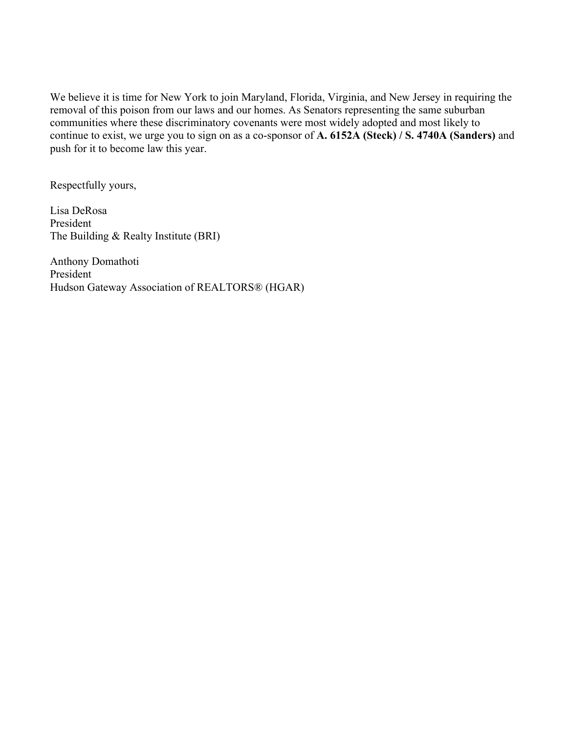We believe it is time for New York to join Maryland, Florida, Virginia, and New Jersey in requiring the removal of this poison from our laws and our homes. As Senators representing the same suburban communities where these discriminatory covenants were most widely adopted and most likely to continue to exist, we urge you to sign on as a co-sponsor of **A. 6152A (Steck) / S. 4740A (Sanders)** and push for it to become law this year.

Respectfully yours,

Lisa DeRosa
President
The Building & Realty Institute (BRI)

Anthony Domathoti
President
Hudson Gateway Association of REALTORS® (HGAR)